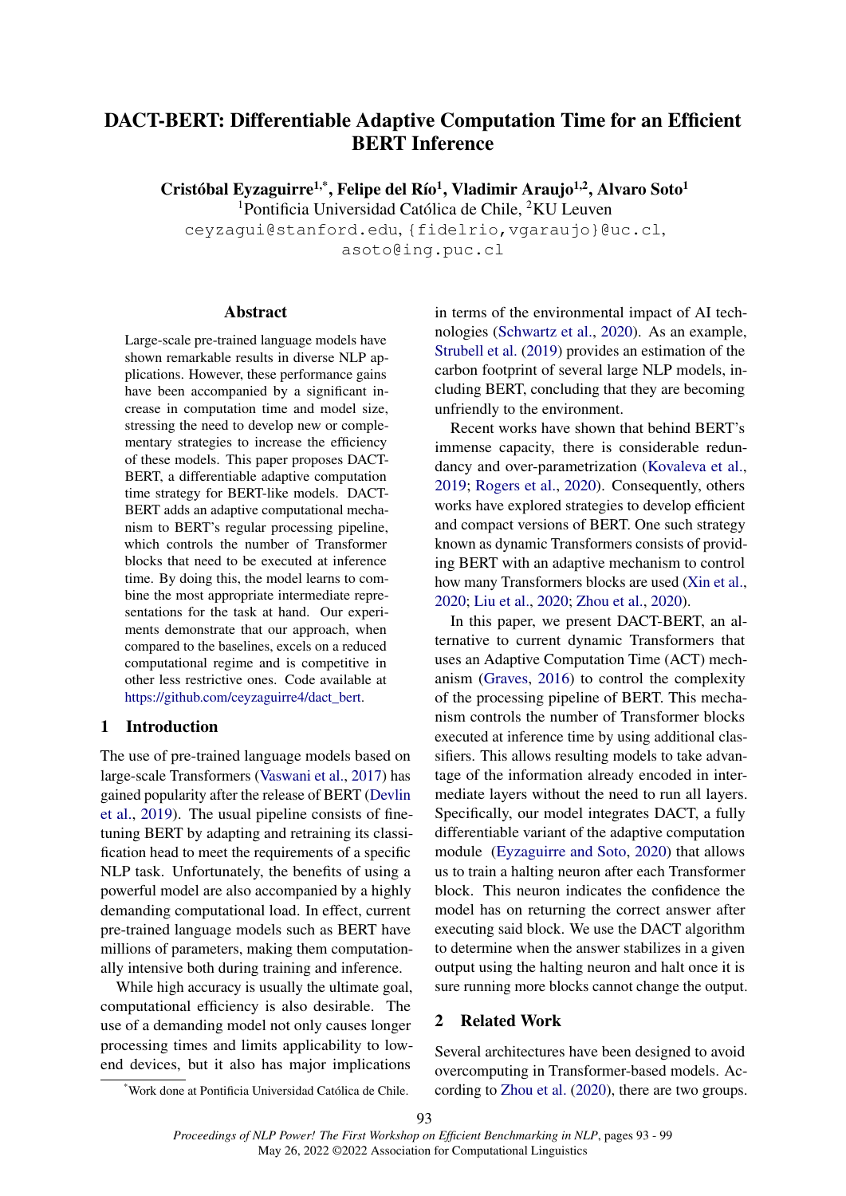# DACT-BERT: Differentiable Adaptive Computation Time for an Efficient BERT Inference

**Cristóbal Eyzaguirre[1,*], Felipe del Río[1], Vladimir Araujo[1,2], Alvaro Soto[1]**

[1]Pontificia Universidad Católica de Chile, [2]KU Leuven

ceyzagui@stanford.edu, {fidelrio,vgaraujo}@uc.cl, asoto@ing.puc.cl

## Abstract

Large-scale pre-trained language models have shown remarkable results in diverse NLP applications. However, these performance gains have been accompanied by a significant increase in computation time and model size, stressing the need to develop new or complementary strategies to increase the efficiency of these models. This paper proposes DACT-BERT, a differentiable adaptive computation time strategy for BERT-like models. DACT-BERT adds an adaptive computational mechanism to BERT's regular processing pipeline, which controls the number of Transformer blocks that need to be executed at inference time. By doing this, the model learns to combine the most appropriate intermediate representations for the task at hand. Our experiments demonstrate that our approach, when compared to the baselines, excels on a reduced computational regime and is competitive in other less restrictive ones. Code available at https://github.com/ceyzaguirre4/dact_bert.

## 1 Introduction

The use of pre-trained language models based on large-scale Transformers (Vaswani et al., 2017) has gained popularity after the release of BERT (Devlin et al., 2019). The usual pipeline consists of fine-tuning BERT by adapting and retraining its classification head to meet the requirements of a specific NLP task. Unfortunately, the benefits of using a powerful model are also accompanied by a highly demanding computational load. In effect, current pre-trained language models such as BERT have millions of parameters, making them computationally intensive both during training and inference.

While high accuracy is usually the ultimate goal, computational efficiency is also desirable. The use of a demanding model not only causes longer processing times and limits applicability to low-end devices, but it also has major implications in terms of the environmental impact of AI technologies (Schwartz et al., 2020). As an example, Strubell et al. (2019) provides an estimation of the carbon footprint of several large NLP models, including BERT, concluding that they are becoming unfriendly to the environment.

Recent works have shown that behind BERT's immense capacity, there is considerable redundancy and over-parametrization (Kovaleva et al., 2019; Rogers et al., 2020). Consequently, others works have explored strategies to develop efficient and compact versions of BERT. One such strategy known as dynamic Transformers consists of providing BERT with an adaptive mechanism to control how many Transformers blocks are used (Xin et al., 2020; Liu et al., 2020; Zhou et al., 2020).

In this paper, we present DACT-BERT, an alternative to current dynamic Transformers that uses an Adaptive Computation Time (ACT) mechanism (Graves, 2016) to control the complexity of the processing pipeline of BERT. This mechanism controls the number of Transformer blocks executed at inference time by using additional classifiers. This allows resulting models to take advantage of the information already encoded in intermediate layers without the need to run all layers. Specifically, our model integrates DACT, a fully differentiable variant of the adaptive computation module (Eyzaguirre and Soto, 2020) that allows us to train a halting neuron after each Transformer block. This neuron indicates the confidence the model has on returning the correct answer after executing said block. We use the DACT algorithm to determine when the answer stabilizes in a given output using the halting neuron and halt once it is sure running more blocks cannot change the output.

## 2 Related Work

Several architectures have been designed to avoid overcomputing in Transformer-based models. According to Zhou et al. (2020), there are two groups.

[*]Work done at Pontificia Universidad Católica de Chile.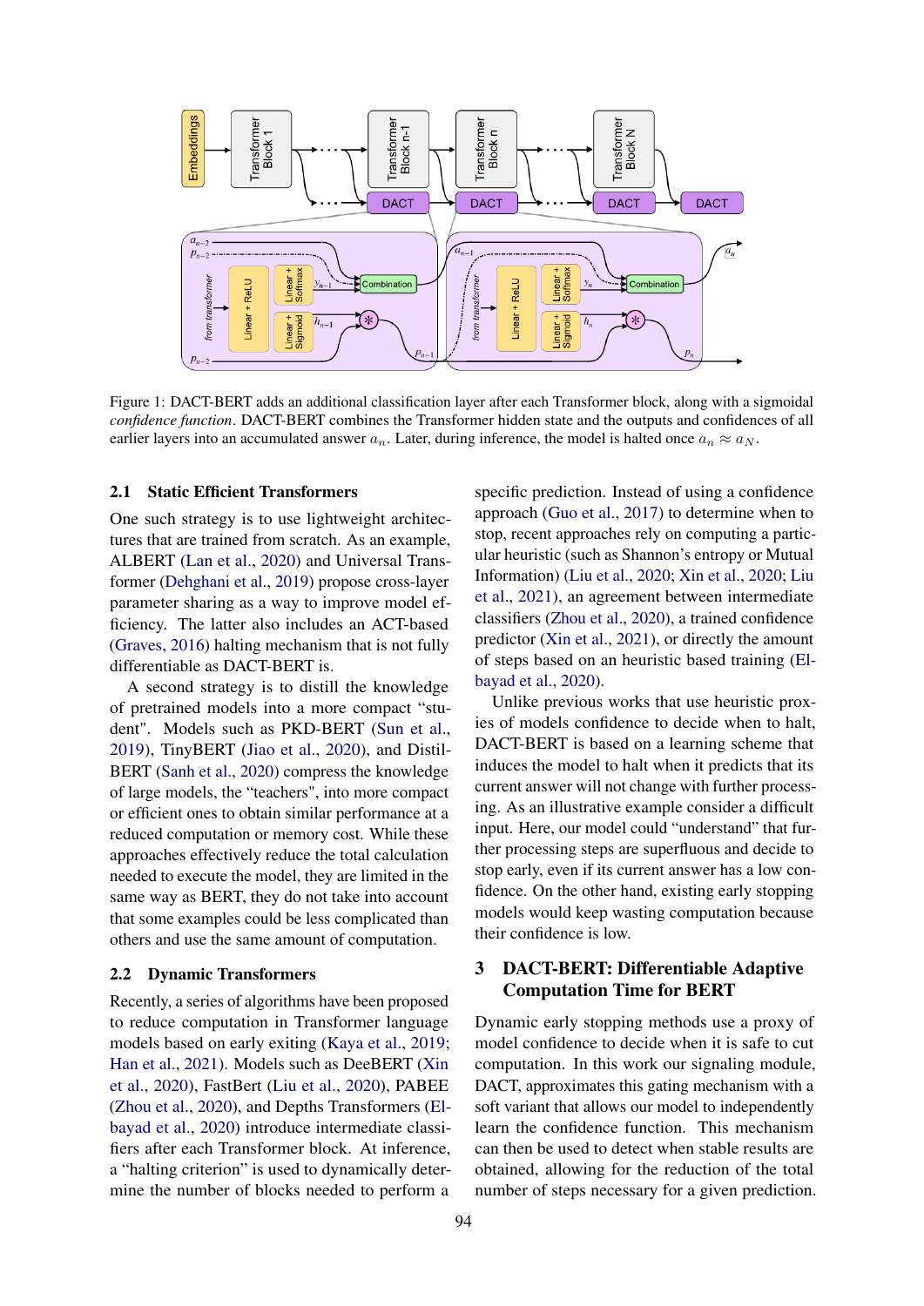Figure 1: DACT-BERT adds an additional classification layer after each Transformer block, along with a sigmoidal *confidence function*. DACT-BERT combines the Transformer hidden state and the outputs and confidences of all earlier layers into an accumulated answer $a_n$. Later, during inference, the model is halted once $a_n \approx a_N$.

### 2.1 Static Efficient Transformers

One such strategy is to use lightweight architectures that are trained from scratch. As an example, ALBERT (Lan et al., 2020) and Universal Transformer (Dehghani et al., 2019) propose cross-layer parameter sharing as a way to improve model efficiency. The latter also includes an ACT-based (Graves, 2016) halting mechanism that is not fully differentiable as DACT-BERT is.

A second strategy is to distill the knowledge of pretrained models into a more compact "student". Models such as PKD-BERT (Sun et al., 2019), TinyBERT (Jiao et al., 2020), and DistilBERT (Sanh et al., 2020) compress the knowledge of large models, the "teachers", into more compact or efficient ones to obtain similar performance at a reduced computation or memory cost. While these approaches effectively reduce the total calculation needed to execute the model, they are limited in the same way as BERT, they do not take into account that some examples could be less complicated than others and use the same amount of computation.

### 2.2 Dynamic Transformers

Recently, a series of algorithms have been proposed to reduce computation in Transformer language models based on early exiting (Kaya et al., 2019; Han et al., 2021). Models such as DeeBERT (Xin et al., 2020), FastBert (Liu et al., 2020), PABEE (Zhou et al., 2020), and Depths Transformers (Elbayad et al., 2020) introduce intermediate classifiers after each Transformer block. At inference, a "halting criterion" is used to dynamically determine the number of blocks needed to perform a specific prediction. Instead of using a confidence approach (Guo et al., 2017) to determine when to stop, recent approaches rely on computing a particular heuristic (such as Shannon's entropy or Mutual Information) (Liu et al., 2020; Xin et al., 2020; Liu et al., 2021), an agreement between intermediate classifiers (Zhou et al., 2020), a trained confidence predictor (Xin et al., 2021), or directly the amount of steps based on an heuristic based training (Elbayad et al., 2020).

Unlike previous works that use heuristic proxies of models confidence to decide when to halt, DACT-BERT is based on a learning scheme that induces the model to halt when it predicts that its current answer will not change with further processing. As an illustrative example consider a difficult input. Here, our model could "understand" that further processing steps are superfluous and decide to stop early, even if its current answer has a low confidence. On the other hand, existing early stopping models would keep wasting computation because their confidence is low.

## 3 DACT-BERT: Differentiable Adaptive Computation Time for BERT

Dynamic early stopping methods use a proxy of model confidence to decide when it is safe to cut computation. In this work our signaling module, DACT, approximates this gating mechanism with a soft variant that allows our model to independently learn the confidence function. This mechanism can then be used to detect when stable results are obtained, allowing for the reduction of the total number of steps necessary for a given prediction.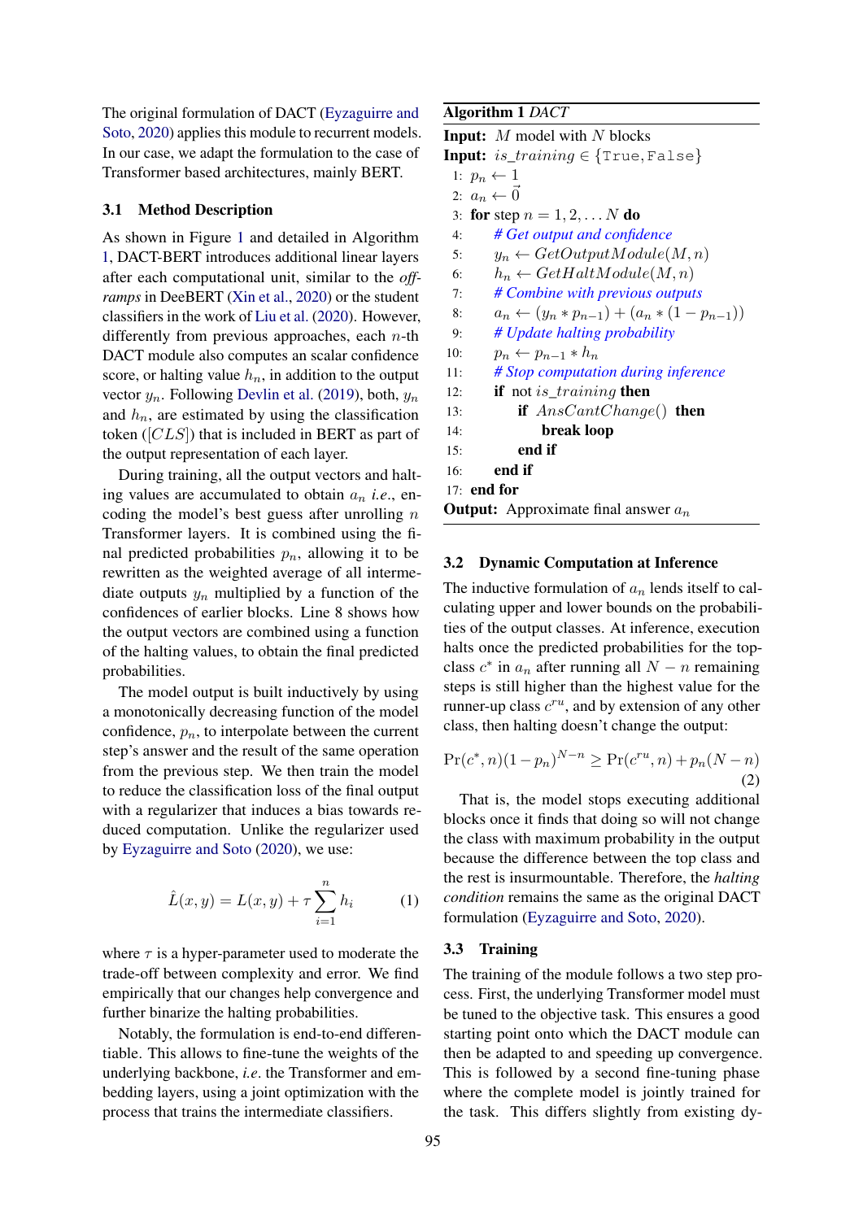The original formulation of DACT (Eyzaguirre and Soto, 2020) applies this module to recurrent models. In our case, we adapt the formulation to the case of Transformer based architectures, mainly BERT.

### 3.1 Method Description

As shown in Figure 1 and detailed in Algorithm 1, DACT-BERT introduces additional linear layers after each computational unit, similar to the *off-ramps* in DeeBERT (Xin et al., 2020) or the student classifiers in the work of Liu et al. (2020). However, differently from previous approaches, each $n$-th DACT module also computes an scalar confidence score, or halting value $h_n$, in addition to the output vector $y_n$. Following Devlin et al. (2019), both, $y_n$ and $h_n$, are estimated by using the classification token ($[CLS]$) that is included in BERT as part of the output representation of each layer.

During training, all the output vectors and halting values are accumulated to obtain $a_n$ *i.e.*, encoding the model's best guess after unrolling $n$ Transformer layers. It is combined using the final predicted probabilities $p_n$, allowing it to be rewritten as the weighted average of all intermediate outputs $y_n$ multiplied by a function of the confidences of earlier blocks. Line 8 shows how the output vectors are combined using a function of the halting values, to obtain the final predicted probabilities.

The model output is built inductively by using a monotonically decreasing function of the model confidence, $p_n$, to interpolate between the current step's answer and the result of the same operation from the previous step. We then train the model to reduce the classification loss of the final output with a regularizer that induces a bias towards reduced computation. Unlike the regularizer used by Eyzaguirre and Soto (2020), we use:

$$\hat{L}(x, y) = L(x, y) + \tau \sum_{i=1}^{n} h_i \tag{1}$$

where $\tau$ is a hyper-parameter used to moderate the trade-off between complexity and error. We find empirically that our changes help convergence and further binarize the halting probabilities.

Notably, the formulation is end-to-end differentiable. This allows to fine-tune the weights of the underlying backbone, *i.e.* the Transformer and embedding layers, using a joint optimization with the process that trains the intermediate classifiers.

**Algorithm 1** *DACT*

**Input:** $M$ model with $N$ blocks
**Input:** $is\_training \in \{\texttt{True}, \texttt{False}\}$

1: $p_n \leftarrow 1$
2: $a_n \leftarrow \vec{0}$
3: **for** step $n = 1, 2, \ldots N$ **do**
4: &nbsp;&nbsp;&nbsp;&nbsp;*# Get output and confidence*
5: &nbsp;&nbsp;&nbsp;&nbsp;$y_n \leftarrow GetOutputModule(M, n)$
6: &nbsp;&nbsp;&nbsp;&nbsp;$h_n \leftarrow GetHaltModule(M, n)$
7: &nbsp;&nbsp;&nbsp;&nbsp;*# Combine with previous outputs*
8: &nbsp;&nbsp;&nbsp;&nbsp;$a_n \leftarrow (y_n * p_{n-1}) + (a_n * (1 - p_{n-1}))$
9: &nbsp;&nbsp;&nbsp;&nbsp;*# Update halting probability*
10: &nbsp;&nbsp;&nbsp;&nbsp;$p_n \leftarrow p_{n-1} * h_n$
11: &nbsp;&nbsp;&nbsp;&nbsp;*# Stop computation during inference*
12: &nbsp;&nbsp;&nbsp;&nbsp;**if** not $is\_training$ **then**
13: &nbsp;&nbsp;&nbsp;&nbsp;&nbsp;&nbsp;&nbsp;&nbsp;**if** $AnsCantChange()$ **then**
14: &nbsp;&nbsp;&nbsp;&nbsp;&nbsp;&nbsp;&nbsp;&nbsp;&nbsp;&nbsp;&nbsp;&nbsp;**break loop**
15: &nbsp;&nbsp;&nbsp;&nbsp;&nbsp;&nbsp;&nbsp;&nbsp;**end if**
16: &nbsp;&nbsp;&nbsp;&nbsp;**end if**
17: **end for**

**Output:** Approximate final answer $a_n$

### 3.2 Dynamic Computation at Inference

The inductive formulation of $a_n$ lends itself to calculating upper and lower bounds on the probabilities of the output classes. At inference, execution halts once the predicted probabilities for the top-class $c^*$ in $a_n$ after running all $N - n$ remaining steps is still higher than the highest value for the runner-up class $c^{ru}$, and by extension of any other class, then halting doesn't change the output:

$$\Pr(c^*, n)(1 - p_n)^{N-n} \geq \Pr(c^{ru}, n) + p_n(N - n) \tag{2}$$

That is, the model stops executing additional blocks once it finds that doing so will not change the class with maximum probability in the output because the difference between the top class and the rest is insurmountable. Therefore, the *halting condition* remains the same as the original DACT formulation (Eyzaguirre and Soto, 2020).

### 3.3 Training

The training of the module follows a two step process. First, the underlying Transformer model must be tuned to the objective task. This ensures a good starting point onto which the DACT module can then be adapted to and speeding up convergence. This is followed by a second fine-tuning phase where the complete model is jointly trained for the task. This differs slightly from existing dy-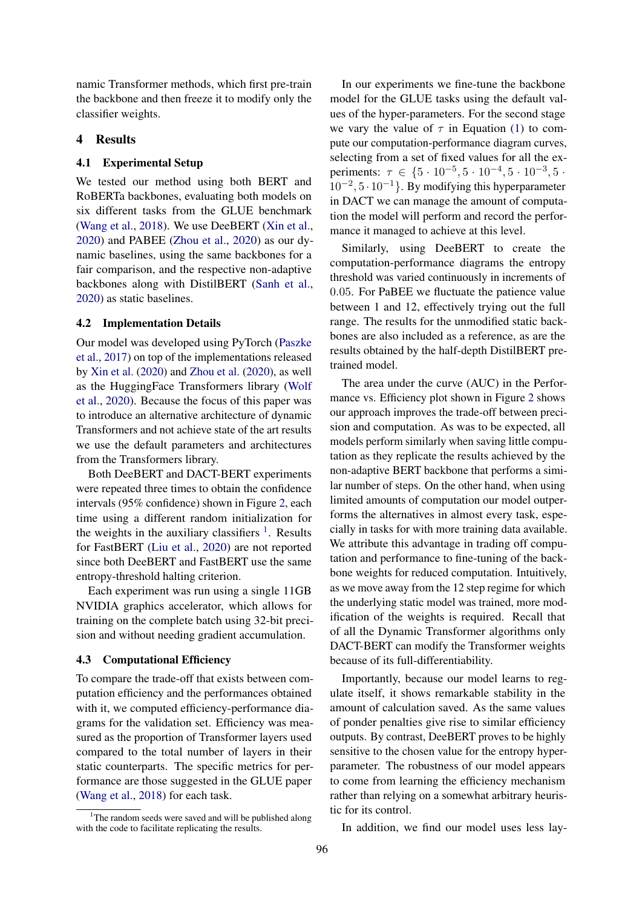namic Transformer methods, which first pre-train the backbone and then freeze it to modify only the classifier weights.

## 4 Results

### 4.1 Experimental Setup

We tested our method using both BERT and RoBERTa backbones, evaluating both models on six different tasks from the GLUE benchmark (Wang et al., 2018). We use DeeBERT (Xin et al., 2020) and PABEE (Zhou et al., 2020) as our dynamic baselines, using the same backbones for a fair comparison, and the respective non-adaptive backbones along with DistilBERT (Sanh et al., 2020) as static baselines.

### 4.2 Implementation Details

Our model was developed using PyTorch (Paszke et al., 2017) on top of the implementations released by Xin et al. (2020) and Zhou et al. (2020), as well as the HuggingFace Transformers library (Wolf et al., 2020). Because the focus of this paper was to introduce an alternative architecture of dynamic Transformers and not achieve state of the art results we use the default parameters and architectures from the Transformers library.

Both DeeBERT and DACT-BERT experiments were repeated three times to obtain the confidence intervals (95% confidence) shown in Figure 2, each time using a different random initialization for the weights in the auxiliary classifiers [1]. Results for FastBERT (Liu et al., 2020) are not reported since both DeeBERT and FastBERT use the same entropy-threshold halting criterion.

Each experiment was run using a single 11GB NVIDIA graphics accelerator, which allows for training on the complete batch using 32-bit precision and without needing gradient accumulation.

### 4.3 Computational Efficiency

To compare the trade-off that exists between computation efficiency and the performances obtained with it, we computed efficiency-performance diagrams for the validation set. Efficiency was measured as the proportion of Transformer layers used compared to the total number of layers in their static counterparts. The specific metrics for performance are those suggested in the GLUE paper (Wang et al., 2018) for each task.

In our experiments we fine-tune the backbone model for the GLUE tasks using the default values of the hyper-parameters. For the second stage we vary the value of $\tau$ in Equation (1) to compute our computation-performance diagram curves, selecting from a set of fixed values for all the experiments: $\tau \in \{5 \cdot 10^{-5}, 5 \cdot 10^{-4}, 5 \cdot 10^{-3}, 5 \cdot 10^{-2}, 5 \cdot 10^{-1}\}$. By modifying this hyperparameter in DACT we can manage the amount of computation the model will perform and record the performance it managed to achieve at this level.

Similarly, using DeeBERT to create the computation-performance diagrams the entropy threshold was varied continuously in increments of $0.05$. For PaBEE we fluctuate the patience value between 1 and 12, effectively trying out the full range. The results for the unmodified static backbones are also included as a reference, as are the results obtained by the half-depth DistilBERT pre-trained model.

The area under the curve (AUC) in the Performance vs. Efficiency plot shown in Figure 2 shows our approach improves the trade-off between precision and computation. As was to be expected, all models perform similarly when saving little computation as they replicate the results achieved by the non-adaptive BERT backbone that performs a similar number of steps. On the other hand, when using limited amounts of computation our model outperforms the alternatives in almost every task, especially in tasks for with more training data available. We attribute this advantage in trading off computation and performance to fine-tuning of the backbone weights for reduced computation. Intuitively, as we move away from the 12 step regime for which the underlying static model was trained, more modification of the weights is required. Recall that of all the Dynamic Transformer algorithms only DACT-BERT can modify the Transformer weights because of its full-differentiability.

Importantly, because our model learns to regulate itself, it shows remarkable stability in the amount of calculation saved. As the same values of ponder penalties give rise to similar efficiency outputs. By contrast, DeeBERT proves to be highly sensitive to the chosen value for the entropy hyperparameter. The robustness of our model appears to come from learning the efficiency mechanism rather than relying on a somewhat arbitrary heuristic for its control.

In addition, we find our model uses less lay-

[1] The random seeds were saved and will be published along with the code to facilitate replicating the results.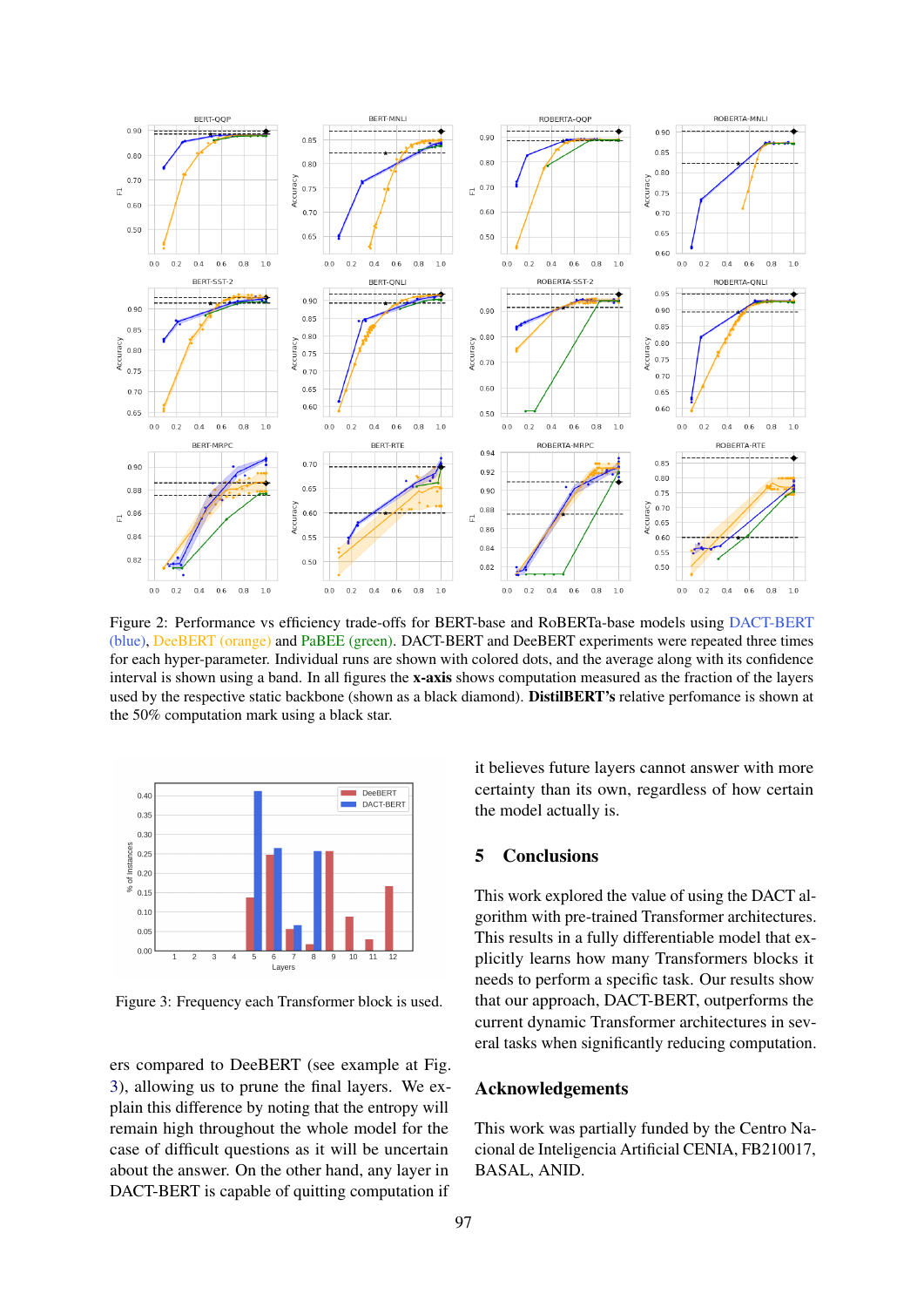Figure 2: Performance vs efficiency trade-offs for BERT-base and RoBERTa-base models using DACT-BERT (blue), DeeBERT (orange) and PaBEE (green). DACT-BERT and DeeBERT experiments were repeated three times for each hyper-parameter. Individual runs are shown with colored dots, and the average along with its confidence interval is shown using a band. In all figures the **x-axis** shows computation measured as the fraction of the layers used by the respective static backbone (shown as a black diamond). **DistilBERT's** relative perfomance is shown at the 50% computation mark using a black star.

Figure 3: Frequency each Transformer block is used.

ers compared to DeeBERT (see example at Fig. 3), allowing us to prune the final layers. We explain this difference by noting that the entropy will remain high throughout the whole model for the case of difficult questions as it will be uncertain about the answer. On the other hand, any layer in DACT-BERT is capable of quitting computation if it believes future layers cannot answer with more certainty than its own, regardless of how certain the model actually is.

## 5 Conclusions

This work explored the value of using the DACT algorithm with pre-trained Transformer architectures. This results in a fully differentiable model that explicitly learns how many Transformers blocks it needs to perform a specific task. Our results show that our approach, DACT-BERT, outperforms the current dynamic Transformer architectures in several tasks when significantly reducing computation.

## Acknowledgements

This work was partially funded by the Centro Nacional de Inteligencia Artificial CENIA, FB210017, BASAL, ANID.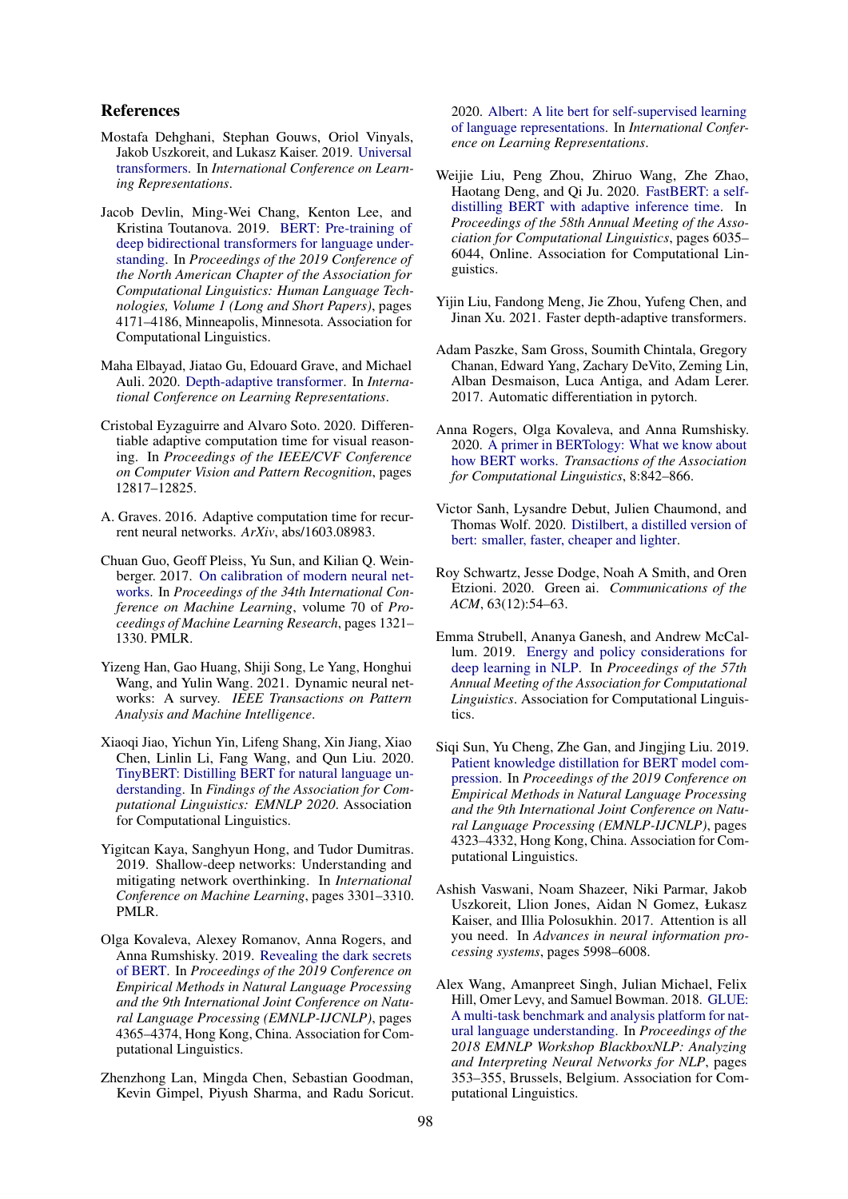## References

Mostafa Dehghani, Stephan Gouws, Oriol Vinyals, Jakob Uszkoreit, and Lukasz Kaiser. 2019. Universal transformers. In *International Conference on Learning Representations*.

Jacob Devlin, Ming-Wei Chang, Kenton Lee, and Kristina Toutanova. 2019. BERT: Pre-training of deep bidirectional transformers for language understanding. In *Proceedings of the 2019 Conference of the North American Chapter of the Association for Computational Linguistics: Human Language Technologies, Volume 1 (Long and Short Papers)*, pages 4171–4186, Minneapolis, Minnesota. Association for Computational Linguistics.

Maha Elbayad, Jiatao Gu, Edouard Grave, and Michael Auli. 2020. Depth-adaptive transformer. In *International Conference on Learning Representations*.

Cristobal Eyzaguirre and Alvaro Soto. 2020. Differentiable adaptive computation time for visual reasoning. In *Proceedings of the IEEE/CVF Conference on Computer Vision and Pattern Recognition*, pages 12817–12825.

A. Graves. 2016. Adaptive computation time for recurrent neural networks. *ArXiv*, abs/1603.08983.

Chuan Guo, Geoff Pleiss, Yu Sun, and Kilian Q. Weinberger. 2017. On calibration of modern neural networks. In *Proceedings of the 34th International Conference on Machine Learning*, volume 70 of *Proceedings of Machine Learning Research*, pages 1321–1330. PMLR.

Yizeng Han, Gao Huang, Shiji Song, Le Yang, Honghui Wang, and Yulin Wang. 2021. Dynamic neural networks: A survey. *IEEE Transactions on Pattern Analysis and Machine Intelligence*.

Xiaoqi Jiao, Yichun Yin, Lifeng Shang, Xin Jiang, Xiao Chen, Linlin Li, Fang Wang, and Qun Liu. 2020. TinyBERT: Distilling BERT for natural language understanding. In *Findings of the Association for Computational Linguistics: EMNLP 2020*. Association for Computational Linguistics.

Yigitcan Kaya, Sanghyun Hong, and Tudor Dumitras. 2019. Shallow-deep networks: Understanding and mitigating network overthinking. In *International Conference on Machine Learning*, pages 3301–3310. PMLR.

Olga Kovaleva, Alexey Romanov, Anna Rogers, and Anna Rumshisky. 2019. Revealing the dark secrets of BERT. In *Proceedings of the 2019 Conference on Empirical Methods in Natural Language Processing and the 9th International Joint Conference on Natural Language Processing (EMNLP-IJCNLP)*, pages 4365–4374, Hong Kong, China. Association for Computational Linguistics.

Zhenzhong Lan, Mingda Chen, Sebastian Goodman, Kevin Gimpel, Piyush Sharma, and Radu Soricut. 2020. Albert: A lite bert for self-supervised learning of language representations. In *International Conference on Learning Representations*.

Weijie Liu, Peng Zhou, Zhiruo Wang, Zhe Zhao, Haotang Deng, and Qi Ju. 2020. FastBERT: a self-distilling BERT with adaptive inference time. In *Proceedings of the 58th Annual Meeting of the Association for Computational Linguistics*, pages 6035–6044, Online. Association for Computational Linguistics.

Yijin Liu, Fandong Meng, Jie Zhou, Yufeng Chen, and Jinan Xu. 2021. Faster depth-adaptive transformers.

Adam Paszke, Sam Gross, Soumith Chintala, Gregory Chanan, Edward Yang, Zachary DeVito, Zeming Lin, Alban Desmaison, Luca Antiga, and Adam Lerer. 2017. Automatic differentiation in pytorch.

Anna Rogers, Olga Kovaleva, and Anna Rumshisky. 2020. A primer in BERTology: What we know about how BERT works. *Transactions of the Association for Computational Linguistics*, 8:842–866.

Victor Sanh, Lysandre Debut, Julien Chaumond, and Thomas Wolf. 2020. Distilbert, a distilled version of bert: smaller, faster, cheaper and lighter.

Roy Schwartz, Jesse Dodge, Noah A Smith, and Oren Etzioni. 2020. Green ai. *Communications of the ACM*, 63(12):54–63.

Emma Strubell, Ananya Ganesh, and Andrew McCallum. 2019. Energy and policy considerations for deep learning in NLP. In *Proceedings of the 57th Annual Meeting of the Association for Computational Linguistics*. Association for Computational Linguistics.

Siqi Sun, Yu Cheng, Zhe Gan, and Jingjing Liu. 2019. Patient knowledge distillation for BERT model compression. In *Proceedings of the 2019 Conference on Empirical Methods in Natural Language Processing and the 9th International Joint Conference on Natural Language Processing (EMNLP-IJCNLP)*, pages 4323–4332, Hong Kong, China. Association for Computational Linguistics.

Ashish Vaswani, Noam Shazeer, Niki Parmar, Jakob Uszkoreit, Llion Jones, Aidan N Gomez, Łukasz Kaiser, and Illia Polosukhin. 2017. Attention is all you need. In *Advances in neural information processing systems*, pages 5998–6008.

Alex Wang, Amanpreet Singh, Julian Michael, Felix Hill, Omer Levy, and Samuel Bowman. 2018. GLUE: A multi-task benchmark and analysis platform for natural language understanding. In *Proceedings of the 2018 EMNLP Workshop BlackboxNLP: Analyzing and Interpreting Neural Networks for NLP*, pages 353–355, Brussels, Belgium. Association for Computational Linguistics.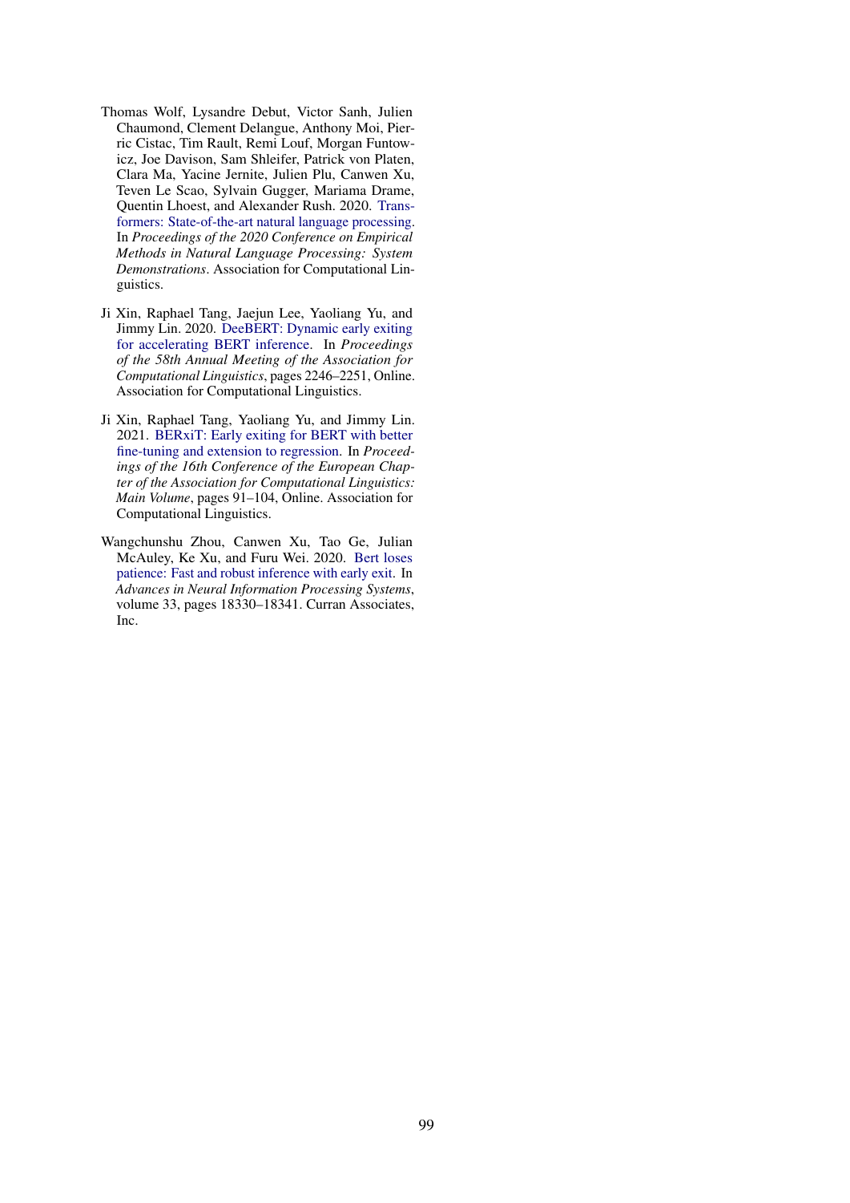Thomas Wolf, Lysandre Debut, Victor Sanh, Julien Chaumond, Clement Delangue, Anthony Moi, Pierric Cistac, Tim Rault, Remi Louf, Morgan Funtowicz, Joe Davison, Sam Shleifer, Patrick von Platen, Clara Ma, Yacine Jernite, Julien Plu, Canwen Xu, Teven Le Scao, Sylvain Gugger, Mariama Drame, Quentin Lhoest, and Alexander Rush. 2020. Transformers: State-of-the-art natural language processing. In *Proceedings of the 2020 Conference on Empirical Methods in Natural Language Processing: System Demonstrations*. Association for Computational Linguistics.

Ji Xin, Raphael Tang, Jaejun Lee, Yaoliang Yu, and Jimmy Lin. 2020. DeeBERT: Dynamic early exiting for accelerating BERT inference. In *Proceedings of the 58th Annual Meeting of the Association for Computational Linguistics*, pages 2246–2251, Online. Association for Computational Linguistics.

Ji Xin, Raphael Tang, Yaoliang Yu, and Jimmy Lin. 2021. BERxiT: Early exiting for BERT with better fine-tuning and extension to regression. In *Proceedings of the 16th Conference of the European Chapter of the Association for Computational Linguistics: Main Volume*, pages 91–104, Online. Association for Computational Linguistics.

Wangchunshu Zhou, Canwen Xu, Tao Ge, Julian McAuley, Ke Xu, and Furu Wei. 2020. Bert loses patience: Fast and robust inference with early exit. In *Advances in Neural Information Processing Systems*, volume 33, pages 18330–18341. Curran Associates, Inc.